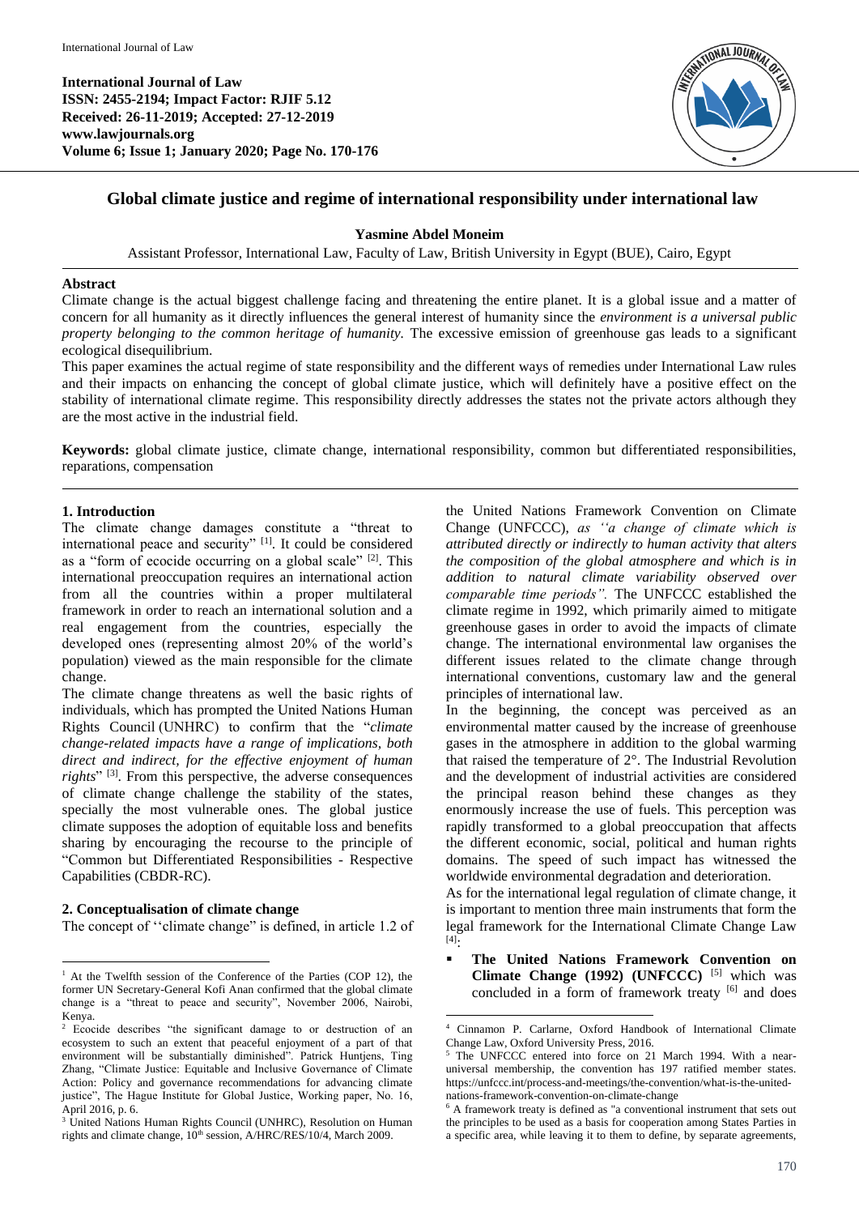International Journal of Law
ISSN: 2455-2194; Impact Factor: RJIF 5.12
Received: 26-11-2019; Accepted: 27-12-2019
www.lawjournals.org
Volume 6; Issue 1; January 2020; Page No. 170-176

# Global climate justice and regime of international responsibility under international law

**Yasmine Abdel Moneim**

Assistant Professor, International Law, Faculty of Law, British University in Egypt (BUE), Cairo, Egypt

## Abstract

Climate change is the actual biggest challenge facing and threatening the entire planet. It is a global issue and a matter of concern for all humanity as it directly influences the general interest of humanity since the *environment is a universal public property belonging to the common heritage of humanity.* The excessive emission of greenhouse gas leads to a significant ecological disequilibrium.

This paper examines the actual regime of state responsibility and the different ways of remedies under International Law rules and their impacts on enhancing the concept of global climate justice, which will definitely have a positive effect on the stability of international climate regime. This responsibility directly addresses the states not the private actors although they are the most active in the industrial field.

**Keywords:** global climate justice, climate change, international responsibility, common but differentiated responsibilities, reparations, compensation

## 1. Introduction

The climate change damages constitute a "threat to international peace and security" [1]. It could be considered as a "form of ecocide occurring on a global scale" [2]. This international preoccupation requires an international action from all the countries within a proper multilateral framework in order to reach an international solution and a real engagement from the countries, especially the developed ones (representing almost 20% of the world's population) viewed as the main responsible for the climate change.

The climate change threatens as well the basic rights of individuals, which has prompted the United Nations Human Rights Council (UNHRC) to confirm that the "*climate change-related impacts have a range of implications, both direct and indirect, for the effective enjoyment of human rights*" [3]. From this perspective, the adverse consequences of climate change challenge the stability of the states, specially the most vulnerable ones. The global justice climate supposes the adoption of equitable loss and benefits sharing by encouraging the recourse to the principle of "Common but Differentiated Responsibilities - Respective Capabilities (CBDR-RC).

## 2. Conceptualisation of climate change

The concept of ''climate change" is defined, in article 1.2 of the United Nations Framework Convention on Climate Change (UNFCCC), *as ''a change of climate which is attributed directly or indirectly to human activity that alters the composition of the global atmosphere and which is in addition to natural climate variability observed over comparable time periods".* The UNFCCC established the climate regime in 1992, which primarily aimed to mitigate greenhouse gases in order to avoid the impacts of climate change. The international environmental law organises the different issues related to the climate change through international conventions, customary law and the general principles of international law.

In the beginning, the concept was perceived as an environmental matter caused by the increase of greenhouse gases in the atmosphere in addition to the global warming that raised the temperature of 2°. The Industrial Revolution and the development of industrial activities are considered the principal reason behind these changes as they enormously increase the use of fuels. This perception was rapidly transformed to a global preoccupation that affects the different economic, social, political and human rights domains. The speed of such impact has witnessed the worldwide environmental degradation and deterioration.

As for the international legal regulation of climate change, it is important to mention three main instruments that form the legal framework for the International Climate Change Law [4]:

- **The United Nations Framework Convention on Climate Change (1992) (UNFCCC)** [5] which was concluded in a form of framework treaty [6] and does

---

[1] At the Twelfth session of the Conference of the Parties (COP 12), the former UN Secretary-General Kofi Anan confirmed that the global climate change is a "threat to peace and security", November 2006, Nairobi, Kenya.

[2] Ecocide describes "the significant damage to or destruction of an ecosystem to such an extent that peaceful enjoyment of a part of that environment will be substantially diminished". Patrick Huntjens, Ting Zhang, "Climate Justice: Equitable and Inclusive Governance of Climate Action: Policy and governance recommendations for advancing climate justice", The Hague Institute for Global Justice, Working paper, No. 16, April 2016, p. 6.

[3] United Nations Human Rights Council (UNHRC), Resolution on Human rights and climate change, 10th session, A/HRC/RES/10/4, March 2009.

[4] Cinnamon P. Carlarne, Oxford Handbook of International Climate Change Law, Oxford University Press, 2016.

[5] The UNFCCC entered into force on 21 March 1994. With a near-universal membership, the convention has 197 ratified member states. https://unfccc.int/process-and-meetings/the-convention/what-is-the-united-nations-framework-convention-on-climate-change

[6] A framework treaty is defined as "a conventional instrument that sets out the principles to be used as a basis for cooperation among States Parties in a specific area, while leaving it to them to define, by separate agreements,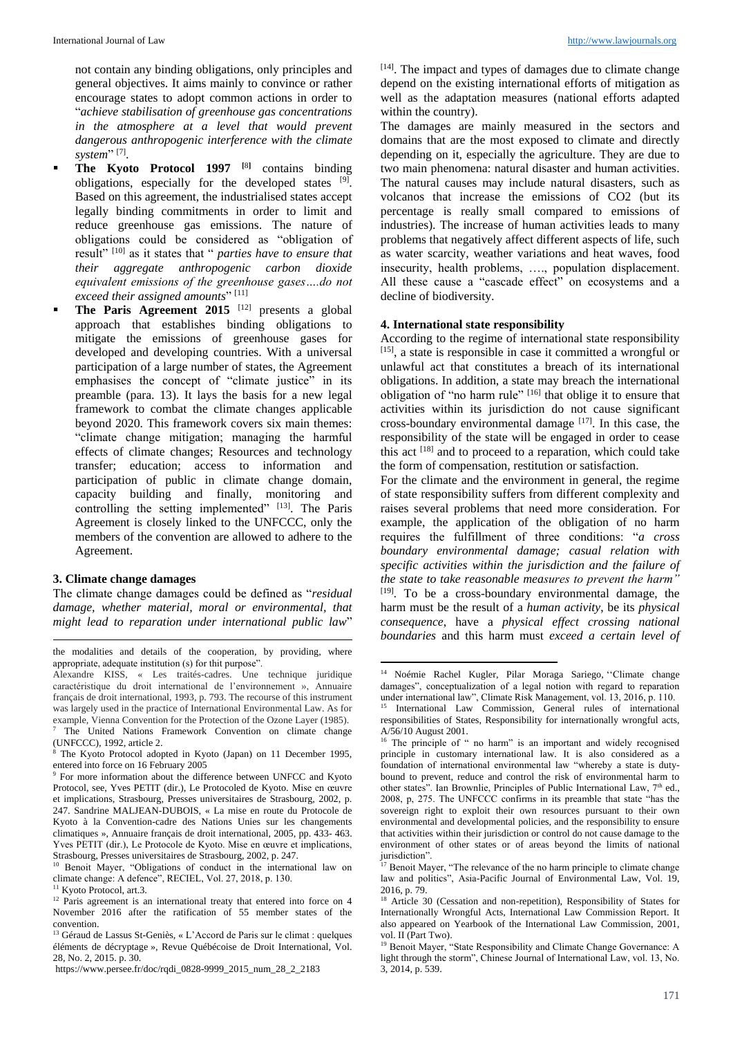not contain any binding obligations, only principles and general objectives. It aims mainly to convince or rather encourage states to adopt common actions in order to "*achieve stabilisation of greenhouse gas concentrations in the atmosphere at a level that would prevent dangerous anthropogenic interference with the climate system*" [7].

- **The Kyoto Protocol 1997** [8] contains binding obligations, especially for the developed states [9]. Based on this agreement, the industrialised states accept legally binding commitments in order to limit and reduce greenhouse gas emissions. The nature of obligations could be considered as "obligation of result" [10] as it states that " *parties have to ensure that their aggregate anthropogenic carbon dioxide equivalent emissions of the greenhouse gases….do not exceed their assigned amounts*" [11]
- **The Paris Agreement 2015** [12] presents a global approach that establishes binding obligations to mitigate the emissions of greenhouse gases for developed and developing countries. With a universal participation of a large number of states, the Agreement emphasises the concept of "climate justice" in its preamble (para. 13). It lays the basis for a new legal framework to combat the climate changes applicable beyond 2020. This framework covers six main themes: "climate change mitigation; managing the harmful effects of climate changes; Resources and technology transfer; education; access to information and participation of public in climate change domain, capacity building and finally, monitoring and controlling the setting implemented" [13]. The Paris Agreement is closely linked to the UNFCCC, only the members of the convention are allowed to adhere to the Agreement.

### 3. Climate change damages

The climate change damages could be defined as "*residual damage, whether material, moral or environmental, that might lead to reparation under international public law*" [14]. The impact and types of damages due to climate change depend on the existing international efforts of mitigation as well as the adaptation measures (national efforts adapted within the country).

The damages are mainly measured in the sectors and domains that are the most exposed to climate and directly depending on it, especially the agriculture. They are due to two main phenomena: natural disaster and human activities. The natural causes may include natural disasters, such as volcanos that increase the emissions of CO2 (but its percentage is really small compared to emissions of industries). The increase of human activities leads to many problems that negatively affect different aspects of life, such as water scarcity, weather variations and heat waves, food insecurity, health problems, …., population displacement. All these cause a "cascade effect" on ecosystems and a decline of biodiversity.

### 4. International state responsibility

According to the regime of international state responsibility [15], a state is responsible in case it committed a wrongful or unlawful act that constitutes a breach of its international obligations. In addition, a state may breach the international obligation of "no harm rule" [16] that oblige it to ensure that activities within its jurisdiction do not cause significant cross-boundary environmental damage [17]. In this case, the responsibility of the state will be engaged in order to cease this act [18] and to proceed to a reparation, which could take the form of compensation, restitution or satisfaction.

For the climate and the environment in general, the regime of state responsibility suffers from different complexity and raises several problems that need more consideration. For example, the application of the obligation of no harm requires the fulfillment of three conditions: "*a cross boundary environmental damage; casual relation with specific activities within the jurisdiction and the failure of the state to take reasonable measures to prevent the harm"* [19]. To be a cross-boundary environmental damage, the harm must be the result of a *human activity*, be its *physical consequence*, have a *physical effect crossing national boundaries* and this harm must *exceed a certain level of*

---

the modalities and details of the cooperation, by providing, where appropriate, adequate institution (s) for thit purpose".
Alexandre KISS, « Les traités-cadres. Une technique juridique caractéristique du droit international de l'environnement », Annuaire français de droit international, 1993, p. 793. The recourse of this instrument was largely used in the practice of International Environmental Law. As for example, Vienna Convention for the Protection of the Ozone Layer (1985).

[7] The United Nations Framework Convention on climate change (UNFCCC), 1992, article 2.

[8] The Kyoto Protocol adopted in Kyoto (Japan) on 11 December 1995, entered into force on 16 February 2005

[9] For more information about the difference between UNFCC and Kyoto Protocol, see, Yves PETIT (dir.), Le Protocoled de Kyoto. Mise en œuvre et implications, Strasbourg, Presses universitaires de Strasbourg, 2002, p. 247. Sandrine MALJEAN-DUBOIS, « La mise en route du Protocole de Kyoto à la Convention-cadre des Nations Unies sur les changements climatiques », Annuaire français de droit international, 2005, pp. 433- 463. Yves PETIT (dir.), Le Protocole de Kyoto. Mise en œuvre et implications, Strasbourg, Presses universitaires de Strasbourg, 2002, p. 247.

[10] Benoit Mayer, "Obligations of conduct in the international law on climate change: A defence", RECIEL, Vol. 27, 2018, p. 130.

[11] Kyoto Protocol, art.3.

[12] Paris agreement is an international treaty that entered into force on 4 November 2016 after the ratification of 55 member states of the convention.

[13] Géraud de Lassus St-Geniès, « L'Accord de Paris sur le climat : quelques éléments de décryptage », Revue Québécoise de Droit International, Vol. 28, No. 2, 2015. p. 30.
https://www.persee.fr/doc/rqdi_0828-9999_2015_num_28_2_2183

[14] Noémie Rachel Kugler, Pilar Moraga Sariego, ''Climate change damages", conceptualization of a legal notion with regard to reparation under international law", Climate Risk Management, vol. 13, 2016, p. 110.

[15] International Law Commission, General rules of international responsibilities of States, Responsibility for internationally wrongful acts, A/56/10 August 2001.

[16] The principle of " no harm" is an important and widely recognised principle in customary international law. It is also considered as a foundation of international environmental law "whereby a state is duty-bound to prevent, reduce and control the risk of environmental harm to other states". Ian Brownlie, Principles of Public International Law, 7th ed., 2008, p, 275. The UNFCCC confirms in its preamble that state "has the sovereign right to exploit their own resources pursuant to their own environmental and developmental policies, and the responsibility to ensure that activities within their jurisdiction or control do not cause damage to the environment of other states or of areas beyond the limits of national jurisdiction".

[17] Benoit Mayer, "The relevance of the no harm principle to climate change law and politics", Asia-Pacific Journal of Environmental Law, Vol. 19, 2016, p. 79.

[18] Article 30 (Cessation and non-repetition), Responsibility of States for Internationally Wrongful Acts, International Law Commission Report. It also appeared on Yearbook of the International Law Commission, 2001, vol. II (Part Two).

[19] Benoit Mayer, "State Responsibility and Climate Change Governance: A light through the storm", Chinese Journal of International Law, vol. 13, No. 3, 2014, p. 539.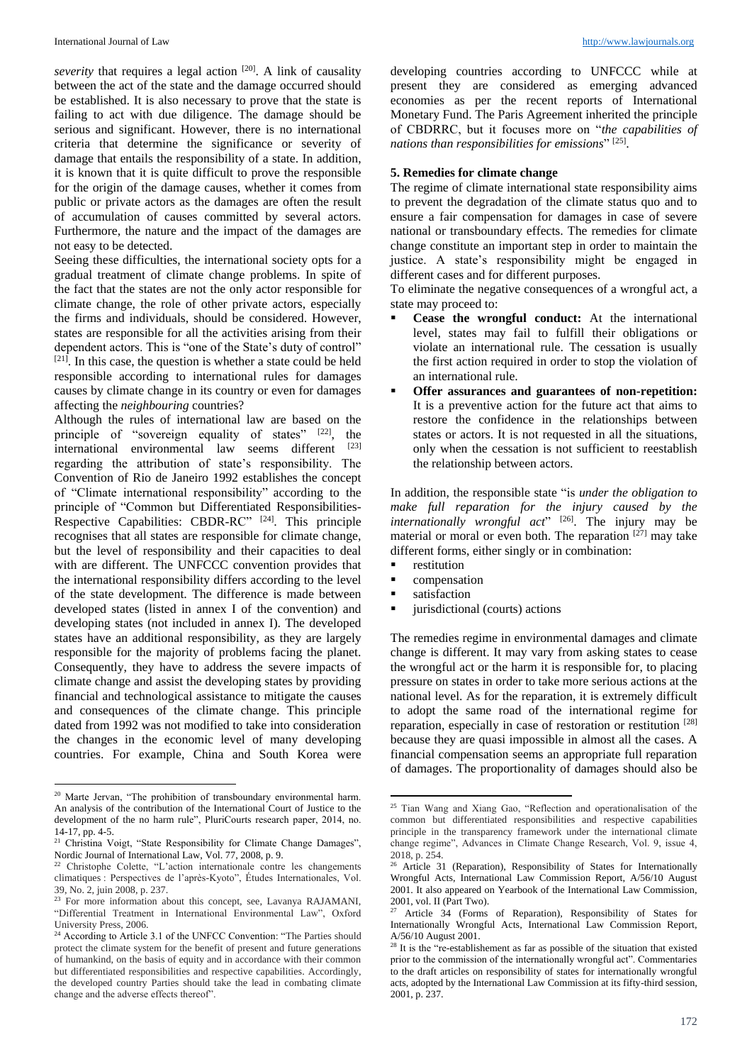*severity* that requires a legal action [20]. A link of causality between the act of the state and the damage occurred should be established. It is also necessary to prove that the state is failing to act with due diligence. The damage should be serious and significant. However, there is no international criteria that determine the significance or severity of damage that entails the responsibility of a state. In addition, it is known that it is quite difficult to prove the responsible for the origin of the damage causes, whether it comes from public or private actors as the damages are often the result of accumulation of causes committed by several actors. Furthermore, the nature and the impact of the damages are not easy to be detected.

Seeing these difficulties, the international society opts for a gradual treatment of climate change problems. In spite of the fact that the states are not the only actor responsible for climate change, the role of other private actors, especially the firms and individuals, should be considered. However, states are responsible for all the activities arising from their dependent actors. This is "one of the State's duty of control" [21]. In this case, the question is whether a state could be held responsible according to international rules for damages causes by climate change in its country or even for damages affecting the *neighbouring* countries?

Although the rules of international law are based on the principle of "sovereign equality of states" [22], the international environmental law seems different [23] regarding the attribution of state's responsibility. The Convention of Rio de Janeiro 1992 establishes the concept of "Climate international responsibility" according to the principle of "Common but Differentiated Responsibilities-Respective Capabilities: CBDR-RC" [24]. This principle recognises that all states are responsible for climate change, but the level of responsibility and their capacities to deal with are different. The UNFCCC convention provides that the international responsibility differs according to the level of the state development. The difference is made between developed states (listed in annex I of the convention) and developing states (not included in annex I). The developed states have an additional responsibility, as they are largely responsible for the majority of problems facing the planet. Consequently, they have to address the severe impacts of climate change and assist the developing states by providing financial and technological assistance to mitigate the causes and consequences of the climate change. This principle dated from 1992 was not modified to take into consideration the changes in the economic level of many developing countries. For example, China and South Korea were developing countries according to UNFCCC while at present they are considered as emerging advanced economies as per the recent reports of International Monetary Fund. The Paris Agreement inherited the principle of CBDRRC, but it focuses more on "*the capabilities of nations than responsibilities for emissions*" [25].

### 5. Remedies for climate change

The regime of climate international state responsibility aims to prevent the degradation of the climate status quo and to ensure a fair compensation for damages in case of severe national or transboundary effects. The remedies for climate change constitute an important step in order to maintain the justice. A state's responsibility might be engaged in different cases and for different purposes.

To eliminate the negative consequences of a wrongful act, a state may proceed to:

- **Cease the wrongful conduct:** At the international level, states may fail to fulfill their obligations or violate an international rule. The cessation is usually the first action required in order to stop the violation of an international rule.
- **Offer assurances and guarantees of non-repetition:** It is a preventive action for the future act that aims to restore the confidence in the relationships between states or actors. It is not requested in all the situations, only when the cessation is not sufficient to reestablish the relationship between actors.

In addition, the responsible state "is *under the obligation to make full reparation for the injury caused by the internationally wrongful act*" [26]. The injury may be material or moral or even both. The reparation [27] may take different forms, either singly or in combination:

- restitution
- compensation
- satisfaction
- jurisdictional (courts) actions

The remedies regime in environmental damages and climate change is different. It may vary from asking states to cease the wrongful act or the harm it is responsible for, to placing pressure on states in order to take more serious actions at the national level. As for the reparation, it is extremely difficult to adopt the same road of the international regime for reparation, especially in case of restoration or restitution [28] because they are quasi impossible in almost all the cases. A financial compensation seems an appropriate full reparation of damages. The proportionality of damages should also be

---

[20] Marte Jervan, "The prohibition of transboundary environmental harm. An analysis of the contribution of the International Court of Justice to the development of the no harm rule", PluriCourts research paper, 2014, no. 14-17, pp. 4-5.

[21] Christina Voigt, "State Responsibility for Climate Change Damages", Nordic Journal of International Law, Vol. 77, 2008, p. 9.

[22] Christophe Colette, "L'action internationale contre les changements climatiques : Perspectives de l'après-Kyoto", Études Internationales, Vol. 39, No. 2, juin 2008, p. 237.

[23] For more information about this concept, see, Lavanya RAJAMANI, "Differential Treatment in International Environmental Law", Oxford University Press, 2006.

[24] According to Article 3.1 of the UNFCC Convention: "The Parties should protect the climate system for the benefit of present and future generations of humankind, on the basis of equity and in accordance with their common but differentiated responsibilities and respective capabilities. Accordingly, the developed country Parties should take the lead in combating climate change and the adverse effects thereof".

[25] Tian Wang and Xiang Gao, "Reflection and operationalisation of the common but differentiated responsibilities and respective capabilities principle in the transparency framework under the international climate change regime", Advances in Climate Change Research, Vol. 9, issue 4, 2018, p. 254.

[26] Article 31 (Reparation), Responsibility of States for Internationally Wrongful Acts, International Law Commission Report, A/56/10 August 2001. It also appeared on Yearbook of the International Law Commission, 2001, vol. II (Part Two).

[27] Article 34 (Forms of Reparation), Responsibility of States for Internationally Wrongful Acts, International Law Commission Report, A/56/10 August 2001.

[28] It is the "re-establishement as far as possible of the situation that existed prior to the commission of the internationally wrongful act". Commentaries to the draft articles on responsibility of states for internationally wrongful acts, adopted by the International Law Commission at its fifty-third session, 2001, p. 237.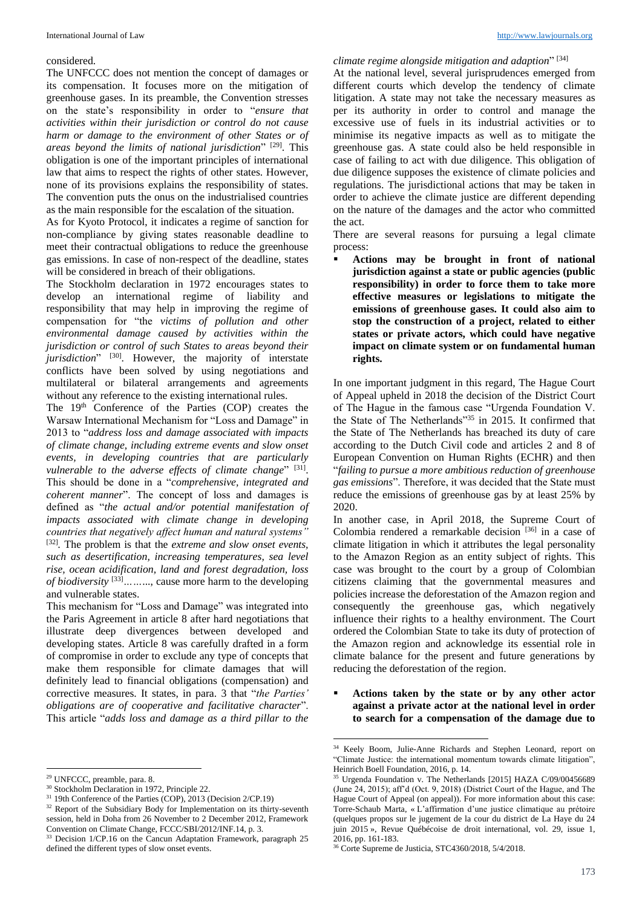considered.

The UNFCCC does not mention the concept of damages or its compensation. It focuses more on the mitigation of greenhouse gases. In its preamble, the Convention stresses on the state's responsibility in order to "*ensure that activities within their jurisdiction or control do not cause harm or damage to the environment of other States or of areas beyond the limits of national jurisdiction*" [29]. This obligation is one of the important principles of international law that aims to respect the rights of other states. However, none of its provisions explains the responsibility of states. The convention puts the onus on the industrialised countries as the main responsible for the escalation of the situation.

As for Kyoto Protocol, it indicates a regime of sanction for non-compliance by giving states reasonable deadline to meet their contractual obligations to reduce the greenhouse gas emissions. In case of non-respect of the deadline, states will be considered in breach of their obligations.

The Stockholm declaration in 1972 encourages states to develop an international regime of liability and responsibility that may help in improving the regime of compensation for "the *victims of pollution and other environmental damage caused by activities within the jurisdiction or control of such States to areas beyond their jurisdiction*" [30]. However, the majority of interstate conflicts have been solved by using negotiations and multilateral or bilateral arrangements and agreements without any reference to the existing international rules.

The 19th Conference of the Parties (COP) creates the Warsaw International Mechanism for "Loss and Damage" in 2013 to "*address loss and damage associated with impacts of climate change, including extreme events and slow onset events, in developing countries that are particularly vulnerable to the adverse effects of climate change*" [31]. This should be done in a "*comprehensive, integrated and coherent manner*". The concept of loss and damages is defined as "*the actual and/or potential manifestation of impacts associated with climate change in developing countries that negatively affect human and natural systems"* [32]. The problem is that the *extreme and slow onset events, such as desertification, increasing temperatures, sea level rise, ocean acidification, land and forest degradation, loss of biodiversity* [33]*………*, cause more harm to the developing and vulnerable states.

This mechanism for "Loss and Damage" was integrated into the Paris Agreement in article 8 after hard negotiations that illustrate deep divergences between developed and developing states. Article 8 was carefully drafted in a form of compromise in order to exclude any type of concepts that make them responsible for climate damages that will definitely lead to financial obligations (compensation) and corrective measures. It states, in para. 3 that "*the Parties' obligations are of cooperative and facilitative character*". This article "*adds loss and damage as a third pillar to the climate regime alongside mitigation and adaption*" [34]

At the national level, several jurisprudences emerged from different courts which develop the tendency of climate litigation. A state may not take the necessary measures as per its authority in order to control and manage the excessive use of fuels in its industrial activities or to minimise its negative impacts as well as to mitigate the greenhouse gas. A state could also be held responsible in case of failing to act with due diligence. This obligation of due diligence supposes the existence of climate policies and regulations. The jurisdictional actions that may be taken in order to achieve the climate justice are different depending on the nature of the damages and the actor who committed the act.

There are several reasons for pursuing a legal climate process:

- **Actions may be brought in front of national jurisdiction against a state or public agencies (public responsibility) in order to force them to take more effective measures or legislations to mitigate the emissions of greenhouse gases. It could also aim to stop the construction of a project, related to either states or private actors, which could have negative impact on climate system or on fundamental human rights.**

In one important judgment in this regard, The Hague Court of Appeal upheld in 2018 the decision of the District Court of The Hague in the famous case "Urgenda Foundation V. the State of The Netherlands"[35] in 2015. It confirmed that the State of The Netherlands has breached its duty of care according to the Dutch Civil code and articles 2 and 8 of European Convention on Human Rights (ECHR) and then "*failing to pursue a more ambitious reduction of greenhouse gas emissions*". Therefore, it was decided that the State must reduce the emissions of greenhouse gas by at least 25% by 2020.

In another case, in April 2018, the Supreme Court of Colombia rendered a remarkable decision [36] in a case of climate litigation in which it attributes the legal personality to the Amazon Region as an entity subject of rights. This case was brought to the court by a group of Colombian citizens claiming that the governmental measures and policies increase the deforestation of the Amazon region and consequently the greenhouse gas, which negatively influence their rights to a healthy environment. The Court ordered the Colombian State to take its duty of protection of the Amazon region and acknowledge its essential role in climate balance for the present and future generations by reducing the deforestation of the region.

- **Actions taken by the state or by any other actor against a private actor at the national level in order to search for a compensation of the damage due to**

---

[29] UNFCCC, preamble, para. 8.

[30] Stockholm Declaration in 1972, Principle 22.

[31] 19th Conference of the Parties (COP), 2013 (Decision 2/CP.19)

[32] Report of the Subsidiary Body for Implementation on its thirty-seventh session, held in Doha from 26 November to 2 December 2012, Framework Convention on Climate Change, FCCC/SBI/2012/INF.14, p. 3.

[33] Decision 1/CP.16 on the Cancun Adaptation Framework, paragraph 25 defined the different types of slow onset events.

[34] Keely Boom, Julie-Anne Richards and Stephen Leonard, report on "Climate Justice: the international momentum towards climate litigation", Heinrich Boell Foundation, 2016, p. 14.

[35] Urgenda Foundation v. The Netherlands [2015] HAZA C/09/00456689 (June 24, 2015); aff'd (Oct. 9, 2018) (District Court of the Hague, and The Hague Court of Appeal (on appeal)). For more information about this case: Torre-Schaub Marta, « L'affirmation d'une justice climatique au prétoire (quelques propos sur le jugement de la cour du district de La Haye du 24 juin 2015 », Revue Québécoise de droit international, vol. 29, issue 1, 2016, pp. 161-183.

[36] Corte Supreme de Justicia, STC4360/2018, 5/4/2018.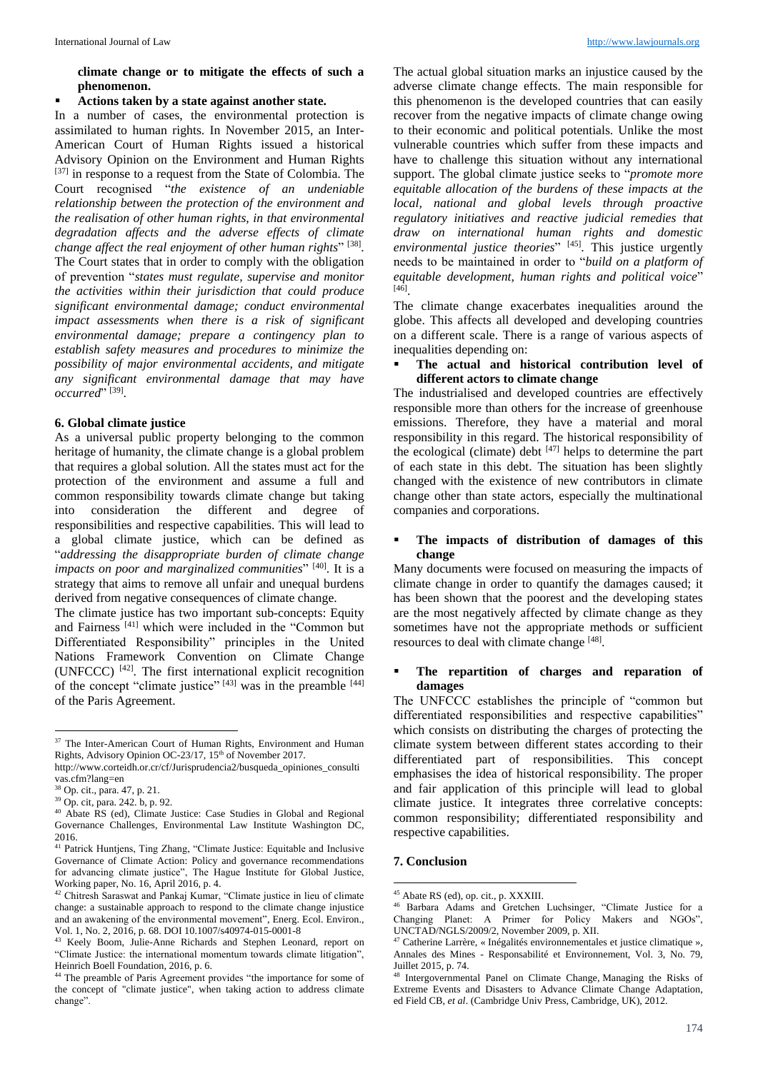**climate change or to mitigate the effects of such a phenomenon.**

- **Actions taken by a state against another state.**

In a number of cases, the environmental protection is assimilated to human rights. In November 2015, an Inter-American Court of Human Rights issued a historical Advisory Opinion on the Environment and Human Rights [37] in response to a request from the State of Colombia. The Court recognised "*the existence of an undeniable relationship between the protection of the environment and the realisation of other human rights, in that environmental degradation affects and the adverse effects of climate change affect the real enjoyment of other human rights*" [38]. The Court states that in order to comply with the obligation of prevention "*states must regulate, supervise and monitor the activities within their jurisdiction that could produce significant environmental damage; conduct environmental impact assessments when there is a risk of significant environmental damage; prepare a contingency plan to establish safety measures and procedures to minimize the possibility of major environmental accidents, and mitigate any significant environmental damage that may have occurred*" [39].

## 6. Global climate justice

As a universal public property belonging to the common heritage of humanity, the climate change is a global problem that requires a global solution. All the states must act for the protection of the environment and assume a full and common responsibility towards climate change but taking into consideration the different and degree of responsibilities and respective capabilities. This will lead to a global climate justice, which can be defined as "*addressing the disappropriate burden of climate change impacts on poor and marginalized communities*" [40]. It is a strategy that aims to remove all unfair and unequal burdens derived from negative consequences of climate change.

The climate justice has two important sub-concepts: Equity and Fairness [41] which were included in the "Common but Differentiated Responsibility" principles in the United Nations Framework Convention on Climate Change (UNFCCC) [42]. The first international explicit recognition of the concept "climate justice" [43] was in the preamble [44] of the Paris Agreement.

The actual global situation marks an injustice caused by the adverse climate change effects. The main responsible for this phenomenon is the developed countries that can easily recover from the negative impacts of climate change owing to their economic and political potentials. Unlike the most vulnerable countries which suffer from these impacts and have to challenge this situation without any international support. The global climate justice seeks to "*promote more equitable allocation of the burdens of these impacts at the local, national and global levels through proactive regulatory initiatives and reactive judicial remedies that draw on international human rights and domestic environmental justice theories*" [45]. This justice urgently needs to be maintained in order to "*build on a platform of equitable development, human rights and political voice*" [46].

The climate change exacerbates inequalities around the globe. This affects all developed and developing countries on a different scale. There is a range of various aspects of inequalities depending on:

- **The actual and historical contribution level of different actors to climate change**

The industrialised and developed countries are effectively responsible more than others for the increase of greenhouse emissions. Therefore, they have a material and moral responsibility in this regard. The historical responsibility of the ecological (climate) debt [47] helps to determine the part of each state in this debt. The situation has been slightly changed with the existence of new contributors in climate change other than state actors, especially the multinational companies and corporations.

- **The impacts of distribution of damages of this change**

Many documents were focused on measuring the impacts of climate change in order to quantify the damages caused; it has been shown that the poorest and the developing states are the most negatively affected by climate change as they sometimes have not the appropriate methods or sufficient resources to deal with climate change [48].

- **The repartition of charges and reparation of damages**

The UNFCCC establishes the principle of "common but differentiated responsibilities and respective capabilities" which consists on distributing the charges of protecting the climate system between different states according to their differentiated part of responsibilities. This concept emphasises the idea of historical responsibility. The proper and fair application of this principle will lead to global climate justice. It integrates three correlative concepts: common responsibility; differentiated responsibility and respective capabilities.

## 7. Conclusion

---

[37] The Inter-American Court of Human Rights, Environment and Human Rights, Advisory Opinion OC-23/17, 15th of November 2017. http://www.corteidh.or.cr/cf/Jurisprudencia2/busqueda_opiniones_consultivas.cfm?lang=en

[38] Op. cit., para. 47, p. 21.

[39] Op. cit, para. 242. b, p. 92.

[40] Abate RS (ed), Climate Justice: Case Studies in Global and Regional Governance Challenges, Environmental Law Institute Washington DC, 2016.

[41] Patrick Huntjens, Ting Zhang, "Climate Justice: Equitable and Inclusive Governance of Climate Action: Policy and governance recommendations for advancing climate justice", The Hague Institute for Global Justice, Working paper, No. 16, April 2016, p. 4.

[42] Chitresh Saraswat and Pankaj Kumar, "Climate justice in lieu of climate change: a sustainable approach to respond to the climate change injustice and an awakening of the environmental movement", Energ. Ecol. Environ., Vol. 1, No. 2, 2016, p. 68. DOI 10.1007/s40974-015-0001-8

[43] Keely Boom, Julie-Anne Richards and Stephen Leonard, report on "Climate Justice: the international momentum towards climate litigation", Heinrich Boell Foundation, 2016, p. 6.

[44] The preamble of Paris Agreement provides "the importance for some of the concept of "climate justice", when taking action to address climate change".

[45] Abate RS (ed), op. cit., p. XXXIII.

[46] Barbara Adams and Gretchen Luchsinger, "Climate Justice for a Changing Planet: A Primer for Policy Makers and NGOs", UNCTAD/NGLS/2009/2, November 2009, p. XII.

[47] Catherine Larrère, « Inégalités environnementales et justice climatique », Annales des Mines - Responsabilité et Environnement, Vol. 3, No. 79, Juillet 2015, p. 74.

[48] Intergovernmental Panel on Climate Change, Managing the Risks of Extreme Events and Disasters to Advance Climate Change Adaptation, ed Field CB, *et al*. (Cambridge Univ Press, Cambridge, UK), 2012.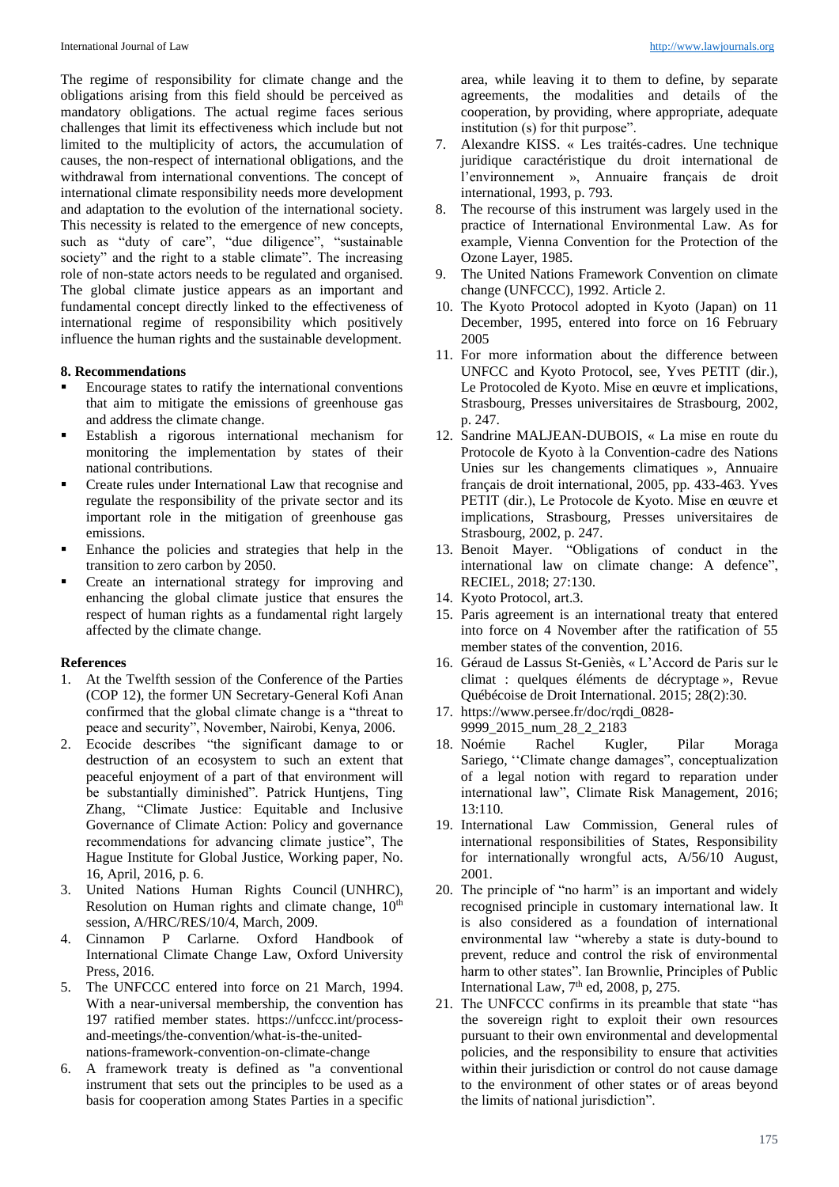The regime of responsibility for climate change and the obligations arising from this field should be perceived as mandatory obligations. The actual regime faces serious challenges that limit its effectiveness which include but not limited to the multiplicity of actors, the accumulation of causes, the non-respect of international obligations, and the withdrawal from international conventions. The concept of international climate responsibility needs more development and adaptation to the evolution of the international society. This necessity is related to the emergence of new concepts, such as "duty of care", "due diligence", "sustainable society" and the right to a stable climate". The increasing role of non-state actors needs to be regulated and organised. The global climate justice appears as an important and fundamental concept directly linked to the effectiveness of international regime of responsibility which positively influence the human rights and the sustainable development.

### 8. Recommendations

- Encourage states to ratify the international conventions that aim to mitigate the emissions of greenhouse gas and address the climate change.
- Establish a rigorous international mechanism for monitoring the implementation by states of their national contributions.
- Create rules under International Law that recognise and regulate the responsibility of the private sector and its important role in the mitigation of greenhouse gas emissions.
- Enhance the policies and strategies that help in the transition to zero carbon by 2050.
- Create an international strategy for improving and enhancing the global climate justice that ensures the respect of human rights as a fundamental right largely affected by the climate change.

### References

1. At the Twelfth session of the Conference of the Parties (COP 12), the former UN Secretary-General Kofi Anan confirmed that the global climate change is a "threat to peace and security", November, Nairobi, Kenya, 2006.
2. Ecocide describes "the significant damage to or destruction of an ecosystem to such an extent that peaceful enjoyment of a part of that environment will be substantially diminished". Patrick Huntjens, Ting Zhang, "Climate Justice: Equitable and Inclusive Governance of Climate Action: Policy and governance recommendations for advancing climate justice", The Hague Institute for Global Justice, Working paper, No. 16, April, 2016, p. 6.
3. United Nations Human Rights Council (UNHRC), Resolution on Human rights and climate change, 10th session, A/HRC/RES/10/4, March, 2009.
4. Cinnamon P Carlarne. Oxford Handbook of International Climate Change Law, Oxford University Press, 2016.
5. The UNFCCC entered into force on 21 March, 1994. With a near-universal membership, the convention has 197 ratified member states. https://unfccc.int/process-and-meetings/the-convention/what-is-the-united-nations-framework-convention-on-climate-change
6. A framework treaty is defined as "a conventional instrument that sets out the principles to be used as a basis for cooperation among States Parties in a specific area, while leaving it to them to define, by separate agreements, the modalities and details of the cooperation, by providing, where appropriate, adequate institution (s) for thit purpose".
7. Alexandre KISS. « Les traités-cadres. Une technique juridique caractéristique du droit international de l'environnement », Annuaire français de droit international, 1993, p. 793.
8. The recourse of this instrument was largely used in the practice of International Environmental Law. As for example, Vienna Convention for the Protection of the Ozone Layer, 1985.
9. The United Nations Framework Convention on climate change (UNFCCC), 1992. Article 2.
10. The Kyoto Protocol adopted in Kyoto (Japan) on 11 December, 1995, entered into force on 16 February 2005
11. For more information about the difference between UNFCC and Kyoto Protocol, see, Yves PETIT (dir.), Le Protocoled de Kyoto. Mise en œuvre et implications, Strasbourg, Presses universitaires de Strasbourg, 2002, p. 247.
12. Sandrine MALJEAN-DUBOIS, « La mise en route du Protocole de Kyoto à la Convention-cadre des Nations Unies sur les changements climatiques », Annuaire français de droit international, 2005, pp. 433-463. Yves PETIT (dir.), Le Protocole de Kyoto. Mise en œuvre et implications, Strasbourg, Presses universitaires de Strasbourg, 2002, p. 247.
13. Benoit Mayer. "Obligations of conduct in the international law on climate change: A defence", RECIEL, 2018; 27:130.
14. Kyoto Protocol, art.3.
15. Paris agreement is an international treaty that entered into force on 4 November after the ratification of 55 member states of the convention, 2016.
16. Géraud de Lassus St-Geniès, « L'Accord de Paris sur le climat : quelques éléments de décryptage », Revue Québécoise de Droit International. 2015; 28(2):30.
17. https://www.persee.fr/doc/rqdi_0828-9999_2015_num_28_2_2183
18. Noémie Rachel Kugler, Pilar Moraga Sariego, ''Climate change damages", conceptualization of a legal notion with regard to reparation under international law", Climate Risk Management, 2016; 13:110.
19. International Law Commission, General rules of international responsibilities of States, Responsibility for internationally wrongful acts, A/56/10 August, 2001.
20. The principle of "no harm" is an important and widely recognised principle in customary international law. It is also considered as a foundation of international environmental law "whereby a state is duty-bound to prevent, reduce and control the risk of environmental harm to other states". Ian Brownlie, Principles of Public International Law, 7th ed, 2008, p, 275.
21. The UNFCCC confirms in its preamble that state "has the sovereign right to exploit their own resources pursuant to their own environmental and developmental policies, and the responsibility to ensure that activities within their jurisdiction or control do not cause damage to the environment of other states or of areas beyond the limits of national jurisdiction".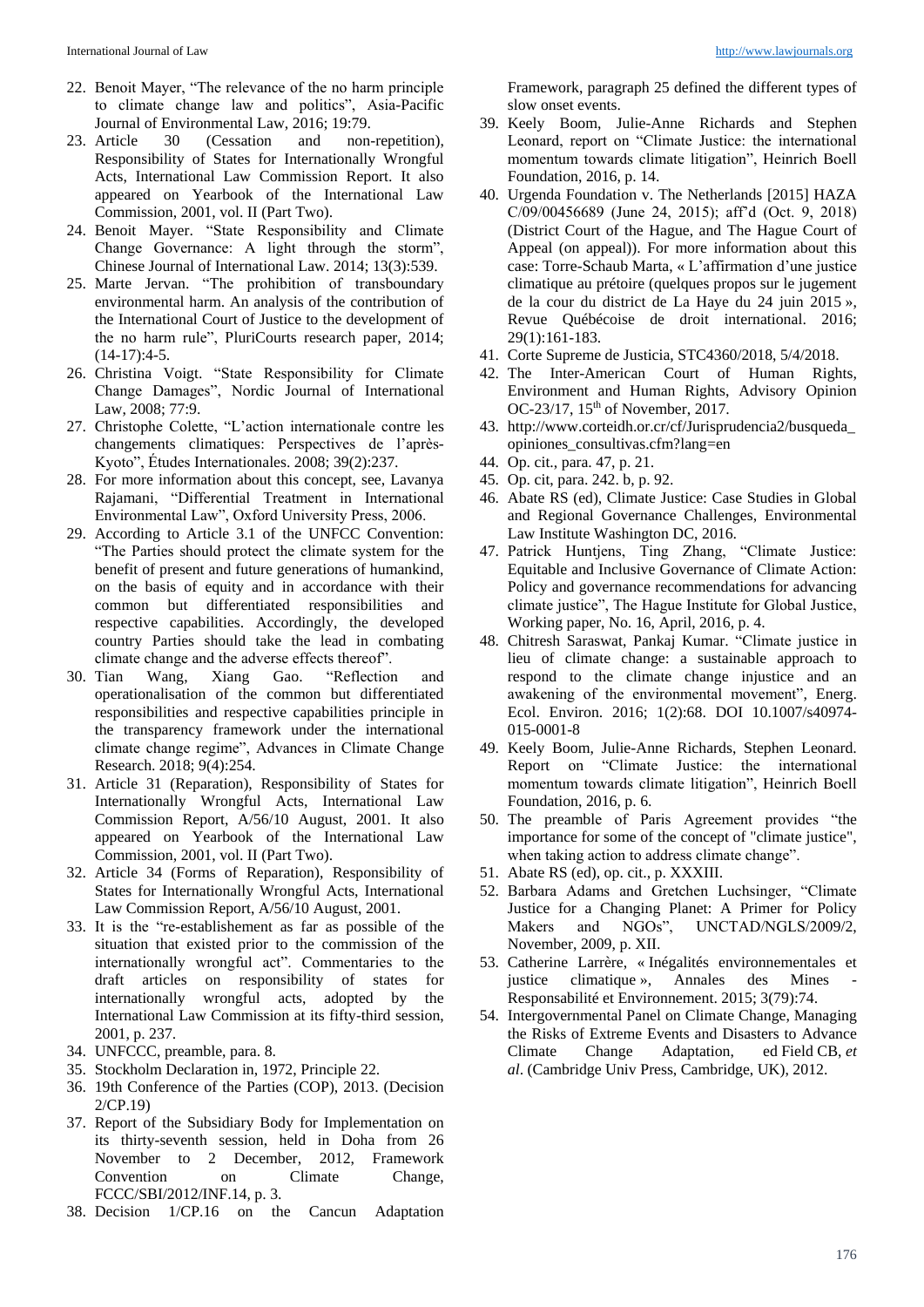22. Benoit Mayer, "The relevance of the no harm principle to climate change law and politics", Asia-Pacific Journal of Environmental Law, 2016; 19:79.
23. Article 30 (Cessation and non-repetition), Responsibility of States for Internationally Wrongful Acts, International Law Commission Report. It also appeared on Yearbook of the International Law Commission, 2001, vol. II (Part Two).
24. Benoit Mayer. "State Responsibility and Climate Change Governance: A light through the storm", Chinese Journal of International Law. 2014; 13(3):539.
25. Marte Jervan. "The prohibition of transboundary environmental harm. An analysis of the contribution of the International Court of Justice to the development of the no harm rule", PluriCourts research paper, 2014; (14-17):4-5.
26. Christina Voigt. "State Responsibility for Climate Change Damages", Nordic Journal of International Law, 2008; 77:9.
27. Christophe Colette, "L'action internationale contre les changements climatiques: Perspectives de l'après-Kyoto", Études Internationales. 2008; 39(2):237.
28. For more information about this concept, see, Lavanya Rajamani, "Differential Treatment in International Environmental Law", Oxford University Press, 2006.
29. According to Article 3.1 of the UNFCC Convention: "The Parties should protect the climate system for the benefit of present and future generations of humankind, on the basis of equity and in accordance with their common but differentiated responsibilities and respective capabilities. Accordingly, the developed country Parties should take the lead in combating climate change and the adverse effects thereof".
30. Tian Wang, Xiang Gao. "Reflection and operationalisation of the common but differentiated responsibilities and respective capabilities principle in the transparency framework under the international climate change regime", Advances in Climate Change Research. 2018; 9(4):254.
31. Article 31 (Reparation), Responsibility of States for Internationally Wrongful Acts, International Law Commission Report, A/56/10 August, 2001. It also appeared on Yearbook of the International Law Commission, 2001, vol. II (Part Two).
32. Article 34 (Forms of Reparation), Responsibility of States for Internationally Wrongful Acts, International Law Commission Report, A/56/10 August, 2001.
33. It is the "re-establishement as far as possible of the situation that existed prior to the commission of the internationally wrongful act". Commentaries to the draft articles on responsibility of states for internationally wrongful acts, adopted by the International Law Commission at its fifty-third session, 2001, p. 237.
34. UNFCCC, preamble, para. 8.
35. Stockholm Declaration in, 1972, Principle 22.
36. 19th Conference of the Parties (COP), 2013. (Decision 2/CP.19)
37. Report of the Subsidiary Body for Implementation on its thirty-seventh session, held in Doha from 26 November to 2 December, 2012, Framework Convention on Climate Change, FCCC/SBI/2012/INF.14, p. 3.
38. Decision 1/CP.16 on the Cancun Adaptation Framework, paragraph 25 defined the different types of slow onset events.
39. Keely Boom, Julie-Anne Richards and Stephen Leonard, report on "Climate Justice: the international momentum towards climate litigation", Heinrich Boell Foundation, 2016, p. 14.
40. Urgenda Foundation v. The Netherlands [2015] HAZA C/09/00456689 (June 24, 2015); aff'd (Oct. 9, 2018) (District Court of the Hague, and The Hague Court of Appeal (on appeal)). For more information about this case: Torre-Schaub Marta, « L'affirmation d'une justice climatique au prétoire (quelques propos sur le jugement de la cour du district de La Haye du 24 juin 2015 », Revue Québécoise de droit international. 2016; 29(1):161-183.
41. Corte Supreme de Justicia, STC4360/2018, 5/4/2018.
42. The Inter-American Court of Human Rights, Environment and Human Rights, Advisory Opinion OC-23/17, 15th of November, 2017.
43. http://www.corteidh.or.cr/cf/Jurisprudencia2/busqueda_opiniones_consultivas.cfm?lang=en
44. Op. cit., para. 47, p. 21.
45. Op. cit, para. 242. b, p. 92.
46. Abate RS (ed), Climate Justice: Case Studies in Global and Regional Governance Challenges, Environmental Law Institute Washington DC, 2016.
47. Patrick Huntjens, Ting Zhang, "Climate Justice: Equitable and Inclusive Governance of Climate Action: Policy and governance recommendations for advancing climate justice", The Hague Institute for Global Justice, Working paper, No. 16, April, 2016, p. 4.
48. Chitresh Saraswat, Pankaj Kumar. "Climate justice in lieu of climate change: a sustainable approach to respond to the climate change injustice and an awakening of the environmental movement", Energ. Ecol. Environ. 2016; 1(2):68. DOI 10.1007/s40974-015-0001-8
49. Keely Boom, Julie-Anne Richards, Stephen Leonard. Report on "Climate Justice: the international momentum towards climate litigation", Heinrich Boell Foundation, 2016, p. 6.
50. The preamble of Paris Agreement provides "the importance for some of the concept of "climate justice", when taking action to address climate change".
51. Abate RS (ed), op. cit., p. XXXIII.
52. Barbara Adams and Gretchen Luchsinger, "Climate Justice for a Changing Planet: A Primer for Policy Makers and NGOs", UNCTAD/NGLS/2009/2, November, 2009, p. XII.
53. Catherine Larrère, « Inégalités environnementales et justice climatique », Annales des Mines - Responsabilité et Environnement. 2015; 3(79):74.
54. Intergovernmental Panel on Climate Change, Managing the Risks of Extreme Events and Disasters to Advance Climate Change Adaptation, ed Field CB, *et al*. (Cambridge Univ Press, Cambridge, UK), 2012.